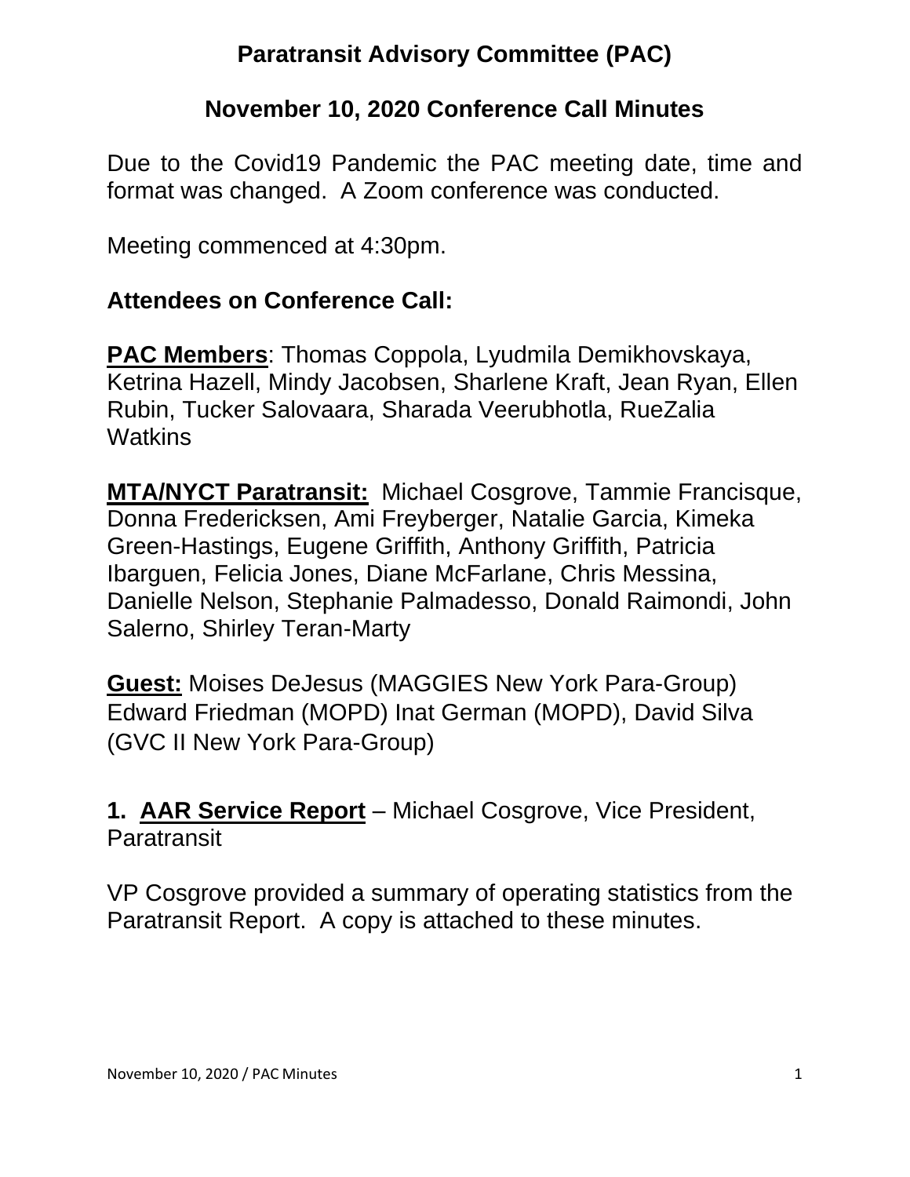# Paratransit Advisory Committee (PAC)

## November 10, 2020 Conference Call Minutes

Due to the Covid19 Pandemic the PAC meeting date, time and format was changed. A Zoom conference was conducted.

Meeting commenced at 4:30pm.

### Attendees on Conference Call:

**PAC Members**: Thomas Coppola, Lyudmila Demikhovskaya, Ketrina Hazell, Mindy Jacobsen, Sharlene Kraft, Jean Ryan, Ellen Rubin, Tucker Salovaara, Sharada Veerubhotla, RueZalia Watkins

**MTA/NYCT Paratransit:** Michael Cosgrove, Tammie Francisque, Donna Fredericksen, Ami Freyberger, Natalie Garcia, Kimeka Green-Hastings, Eugene Griffith, Anthony Griffith, Patricia Ibarguen, Felicia Jones, Diane McFarlane, Chris Messina, Danielle Nelson, Stephanie Palmadesso, Donald Raimondi, John Salerno, Shirley Teran-Marty

**Guest:** Moises DeJesus (MAGGIES New York Para-Group) Edward Friedman (MOPD) Inat German (MOPD), David Silva (GVC II New York Para-Group)

**1. AAR Service Report** – Michael Cosgrove, Vice President, Paratransit

VP Cosgrove provided a summary of operating statistics from the Paratransit Report. A copy is attached to these minutes.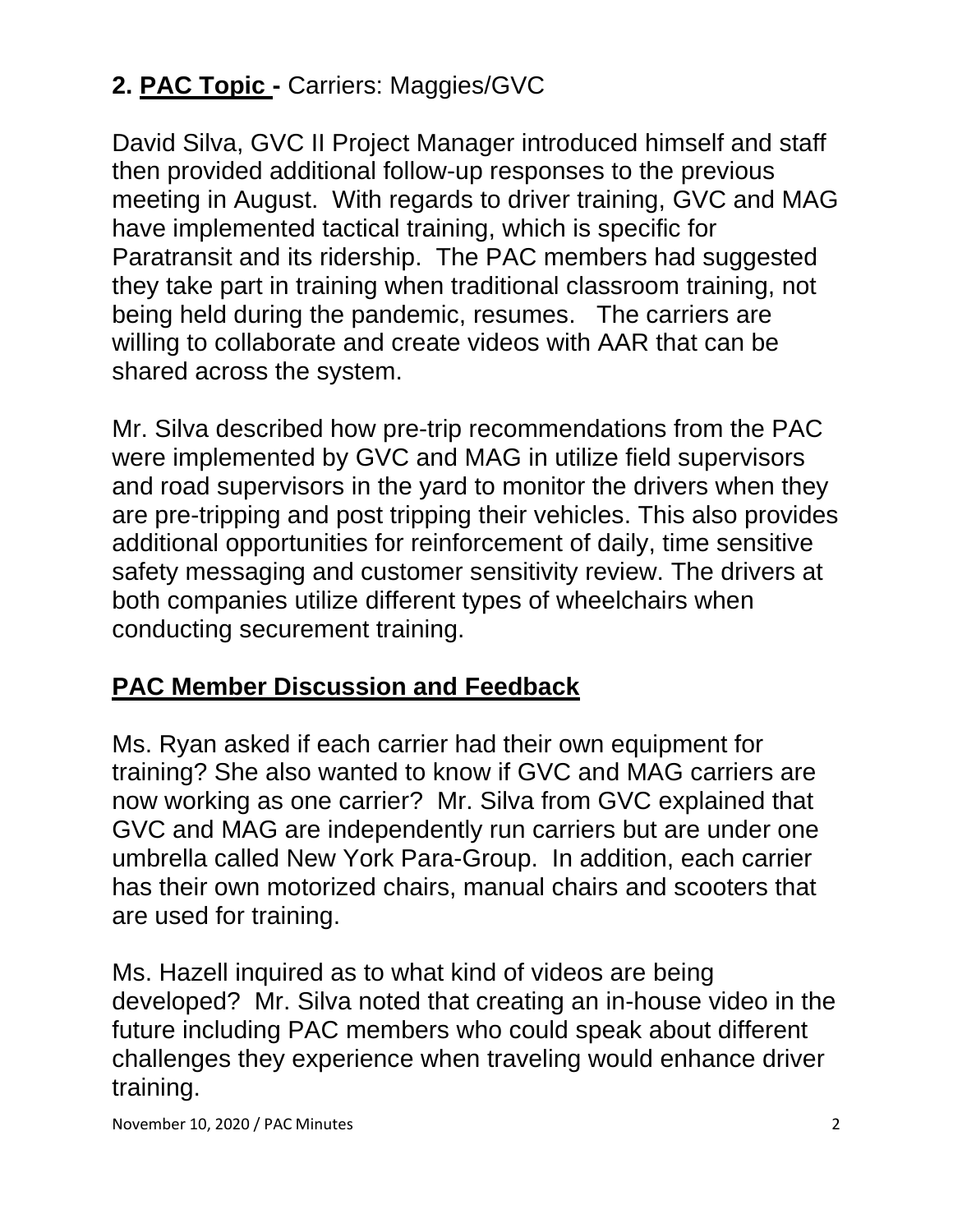## 2. **PAC Topic -** Carriers: Maggies/GVC

David Silva, GVC II Project Manager introduced himself and staff then provided additional follow-up responses to the previous meeting in August. With regards to driver training, GVC and MAG have implemented tactical training, which is specific for Paratransit and its ridership. The PAC members had suggested they take part in training when traditional classroom training, not being held during the pandemic, resumes. The carriers are willing to collaborate and create videos with AAR that can be shared across the system.

Mr. Silva described how pre-trip recommendations from the PAC were implemented by GVC and MAG in utilize field supervisors and road supervisors in the yard to monitor the drivers when they are pre-tripping and post tripping their vehicles. This also provides additional opportunities for reinforcement of daily, time sensitive safety messaging and customer sensitivity review. The drivers at both companies utilize different types of wheelchairs when conducting securement training.

## PAC Member Discussion and Feedback

Ms. Ryan asked if each carrier had their own equipment for training? She also wanted to know if GVC and MAG carriers are now working as one carrier? Mr. Silva from GVC explained that GVC and MAG are independently run carriers but are under one umbrella called New York Para-Group. In addition, each carrier has their own motorized chairs, manual chairs and scooters that are used for training.

Ms. Hazell inquired as to what kind of videos are being developed? Mr. Silva noted that creating an in-house video in the future including PAC members who could speak about different challenges they experience when traveling would enhance driver training.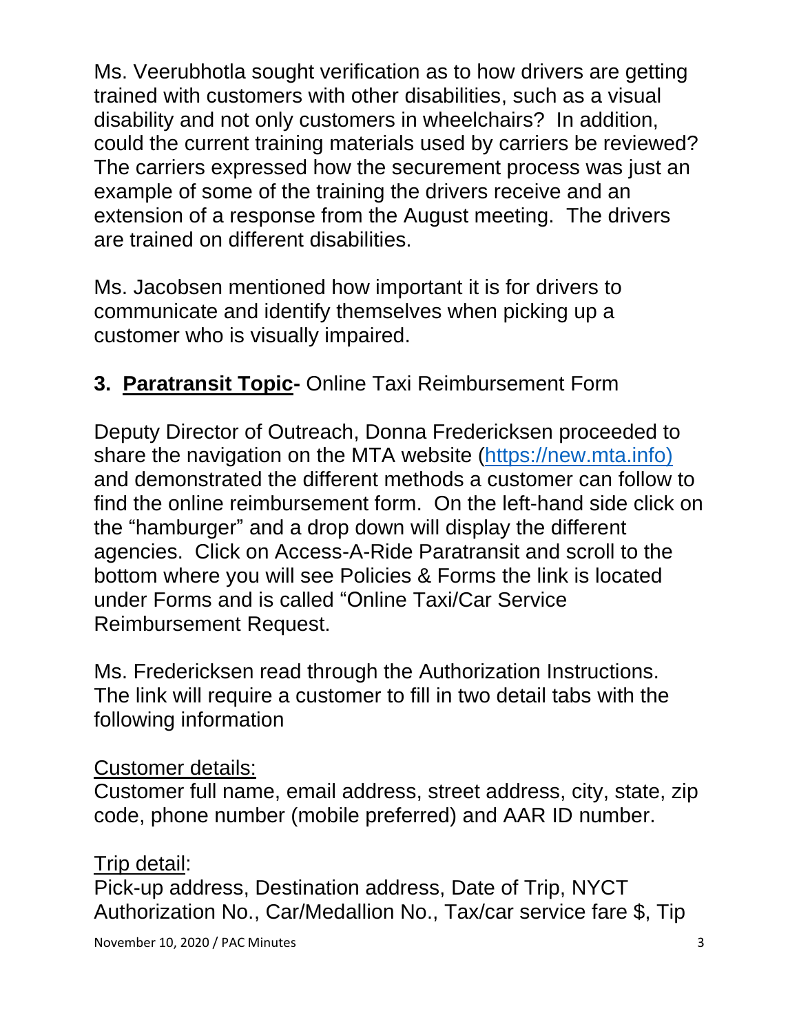Ms. Veerubhotla sought verification as to how drivers are getting trained with customers with other disabilities, such as a visual disability and not only customers in wheelchairs? In addition, could the current training materials used by carriers be reviewed? The carriers expressed how the securement process was just an example of some of the training the drivers receive and an extension of a response from the August meeting. The drivers are trained on different disabilities.

Ms. Jacobsen mentioned how important it is for drivers to communicate and identify themselves when picking up a customer who is visually impaired.

**3. Paratransit Topic-** Online Taxi Reimbursement Form

Deputy Director of Outreach, Donna Fredericksen proceeded to share the navigation on the MTA website (https://new.mta.info) and demonstrated the different methods a customer can follow to find the online reimbursement form. On the left-hand side click on the "hamburger" and a drop down will display the different agencies. Click on Access-A-Ride Paratransit and scroll to the bottom where you will see Policies & Forms the link is located under Forms and is called "Online Taxi/Car Service Reimbursement Request.

Ms. Fredericksen read through the Authorization Instructions. The link will require a customer to fill in two detail tabs with the following information

Customer details:
Customer full name, email address, street address, city, state, zip code, phone number (mobile preferred) and AAR ID number.

Trip detail:
Pick-up address, Destination address, Date of Trip, NYCT Authorization No., Car/Medallion No., Tax/car service fare $, Tip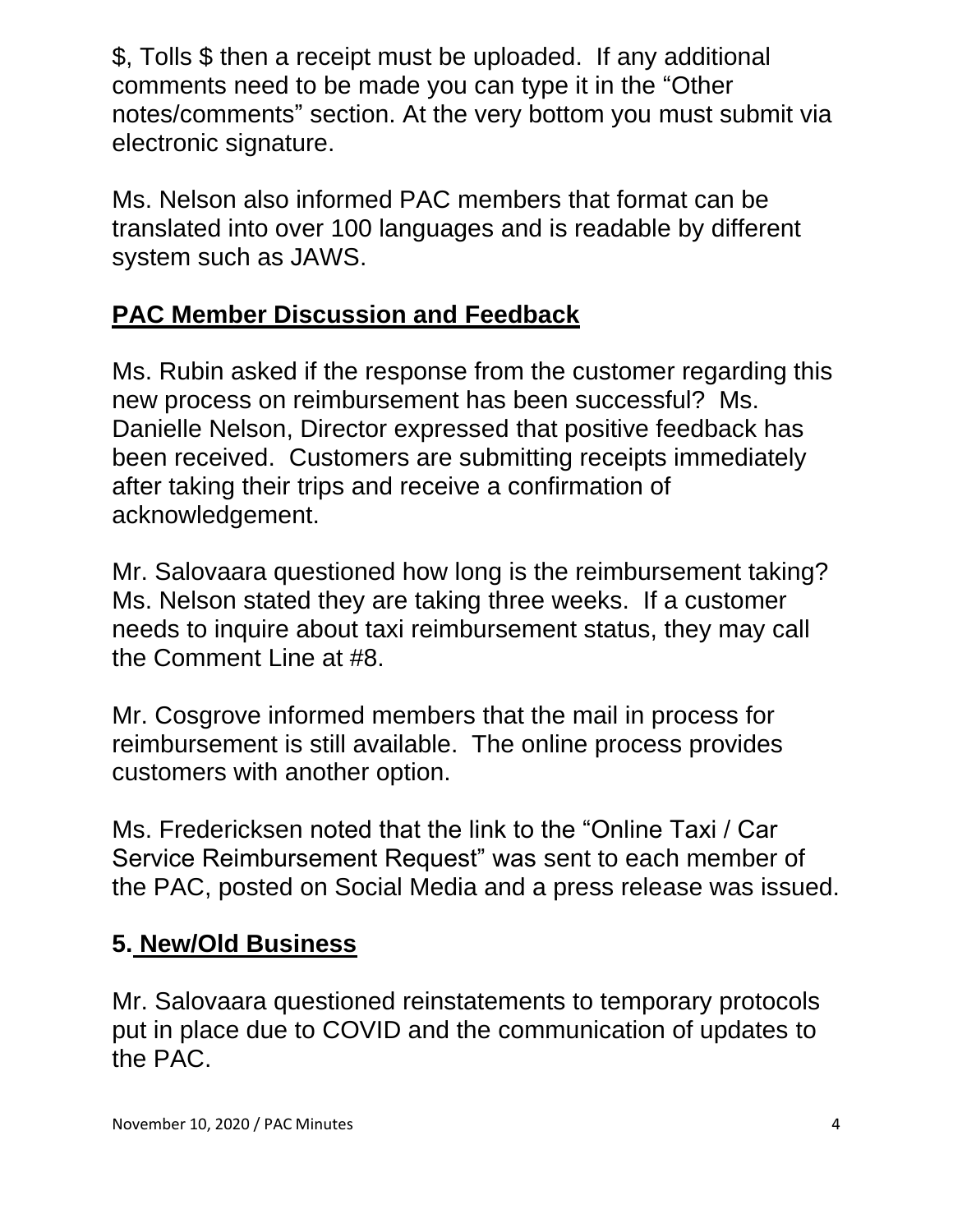$, Tolls $ then a receipt must be uploaded. If any additional comments need to be made you can type it in the "Other notes/comments" section. At the very bottom you must submit via electronic signature.

Ms. Nelson also informed PAC members that format can be translated into over 100 languages and is readable by different system such as JAWS.

## PAC Member Discussion and Feedback

Ms. Rubin asked if the response from the customer regarding this new process on reimbursement has been successful? Ms. Danielle Nelson, Director expressed that positive feedback has been received. Customers are submitting receipts immediately after taking their trips and receive a confirmation of acknowledgement.

Mr. Salovaara questioned how long is the reimbursement taking? Ms. Nelson stated they are taking three weeks. If a customer needs to inquire about taxi reimbursement status, they may call the Comment Line at #8.

Mr. Cosgrove informed members that the mail in process for reimbursement is still available. The online process provides customers with another option.

Ms. Fredericksen noted that the link to the "Online Taxi / Car Service Reimbursement Request" was sent to each member of the PAC, posted on Social Media and a press release was issued.

## 5. New/Old Business

Mr. Salovaara questioned reinstatements to temporary protocols put in place due to COVID and the communication of updates to the PAC.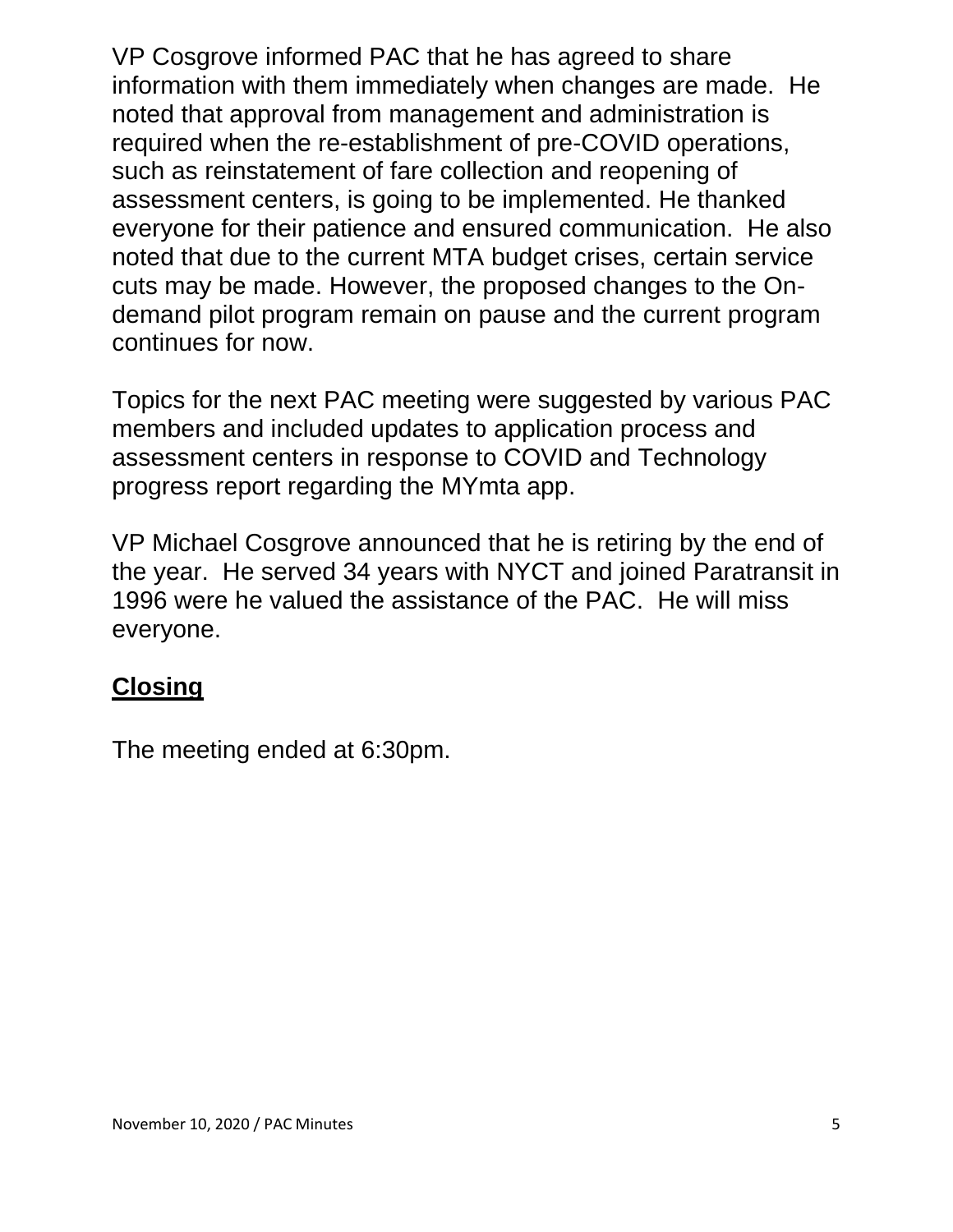VP Cosgrove informed PAC that he has agreed to share information with them immediately when changes are made. He noted that approval from management and administration is required when the re-establishment of pre-COVID operations, such as reinstatement of fare collection and reopening of assessment centers, is going to be implemented. He thanked everyone for their patience and ensured communication. He also noted that due to the current MTA budget crises, certain service cuts may be made. However, the proposed changes to the On-demand pilot program remain on pause and the current program continues for now.

Topics for the next PAC meeting were suggested by various PAC members and included updates to application process and assessment centers in response to COVID and Technology progress report regarding the MYmta app.

VP Michael Cosgrove announced that he is retiring by the end of the year. He served 34 years with NYCT and joined Paratransit in 1996 were he valued the assistance of the PAC. He will miss everyone.

## Closing

The meeting ended at 6:30pm.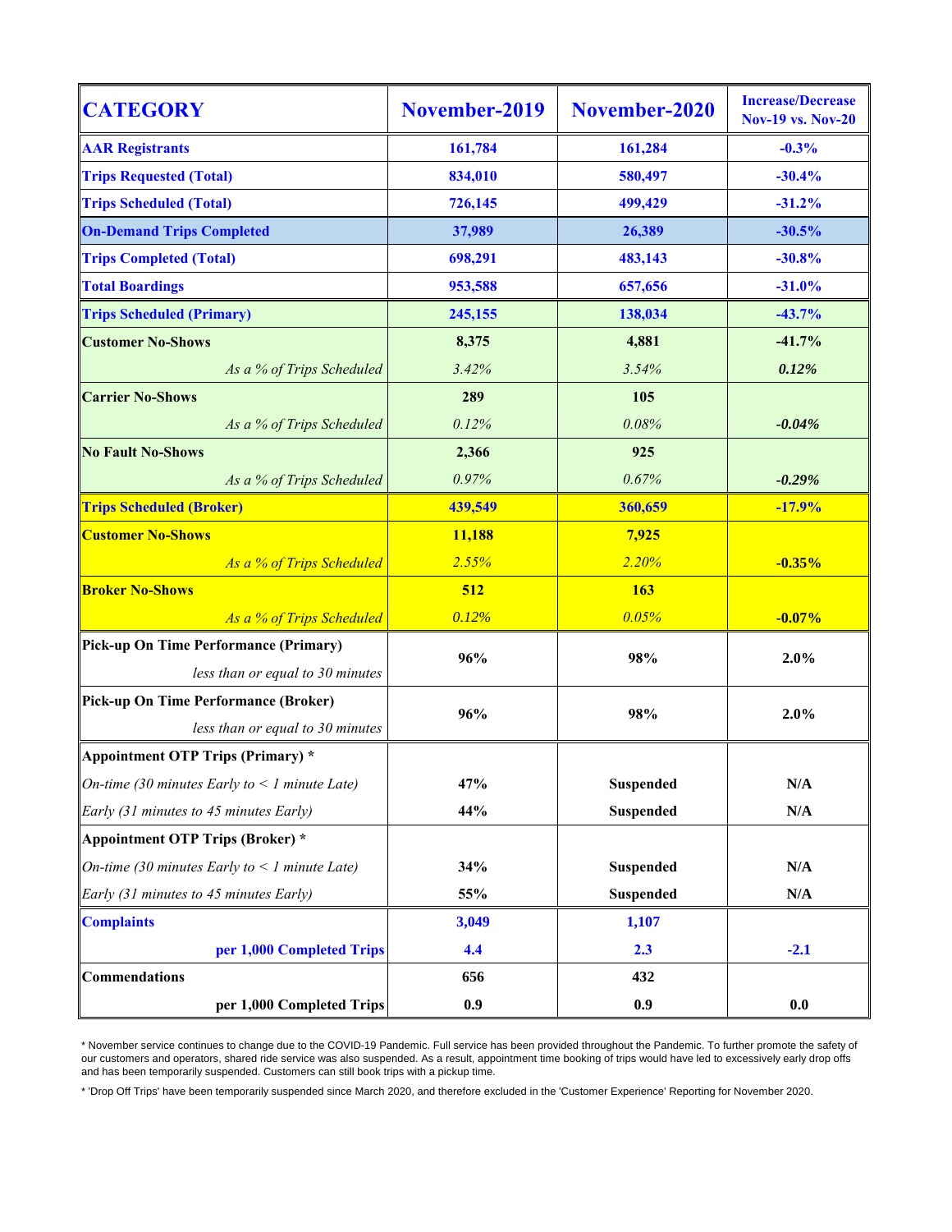| CATEGORY | November-2019 | November-2020 | Increase/Decrease Nov-19 vs. Nov-20 |
|---|---|---|---|
| **AAR Registrants** | **161,784** | **161,284** | **-0.3%** |
| **Trips Requested (Total)** | **834,010** | **580,497** | **-30.4%** |
| **Trips Scheduled (Total)** | **726,145** | **499,429** | **-31.2%** |
| **On-Demand Trips Completed** | **37,989** | **26,389** | **-30.5%** |
| **Trips Completed (Total)** | **698,291** | **483,143** | **-30.8%** |
| **Total Boardings** | **953,588** | **657,656** | **-31.0%** |
| **Trips Scheduled (Primary)** | **245,155** | **138,034** | **-43.7%** |
| **Customer No-Shows** | **8,375** | **4,881** | **-41.7%** |
| *As a % of Trips Scheduled* | *3.42%* | *3.54%* | ***0.12%*** |
| **Carrier No-Shows** | **289** | **105** | |
| *As a % of Trips Scheduled* | *0.12%* | *0.08%* | ***-0.04%*** |
| **No Fault No-Shows** | **2,366** | **925** | |
| *As a % of Trips Scheduled* | *0.97%* | *0.67%* | ***-0.29%*** |
| **Trips Scheduled (Broker)** | **439,549** | **360,659** | **-17.9%** |
| **Customer No-Shows** | **11,188** | **7,925** | |
| *As a % of Trips Scheduled* | *2.55%* | *2.20%* | **-0.35%** |
| **Broker No-Shows** | **512** | **163** | |
| *As a % of Trips Scheduled* | *0.12%* | *0.05%* | **-0.07%** |
| **Pick-up On Time Performance (Primary)** *less than or equal to 30 minutes* | **96%** | **98%** | **2.0%** |
| **Pick-up On Time Performance (Broker)** *less than or equal to 30 minutes* | **96%** | **98%** | **2.0%** |
| **Appointment OTP Trips (Primary) \*** | | | |
| *On-time (30 minutes Early to < 1 minute Late)* | **47%** | **Suspended** | **N/A** |
| *Early (31 minutes to 45 minutes Early)* | **44%** | **Suspended** | **N/A** |
| **Appointment OTP Trips (Broker) \*** | | | |
| *On-time (30 minutes Early to < 1 minute Late)* | **34%** | **Suspended** | **N/A** |
| *Early (31 minutes to 45 minutes Early)* | **55%** | **Suspended** | **N/A** |
| **Complaints** | **3,049** | **1,107** | |
| **per 1,000 Completed Trips** | **4.4** | **2.3** | **-2.1** |
| **Commendations** | **656** | **432** | |
| **per 1,000 Completed Trips** | **0.9** | **0.9** | **0.0** |

\* November service continues to change due to the COVID-19 Pandemic. Full service has been provided throughout the Pandemic. To further promote the safety of our customers and operators, shared ride service was also suspended. As a result, appointment time booking of trips would have led to excessively early drop offs and has been temporarily suspended. Customers can still book trips with a pickup time.

\* 'Drop Off Trips' have been temporarily suspended since March 2020, and therefore excluded in the 'Customer Experience' Reporting for November 2020.